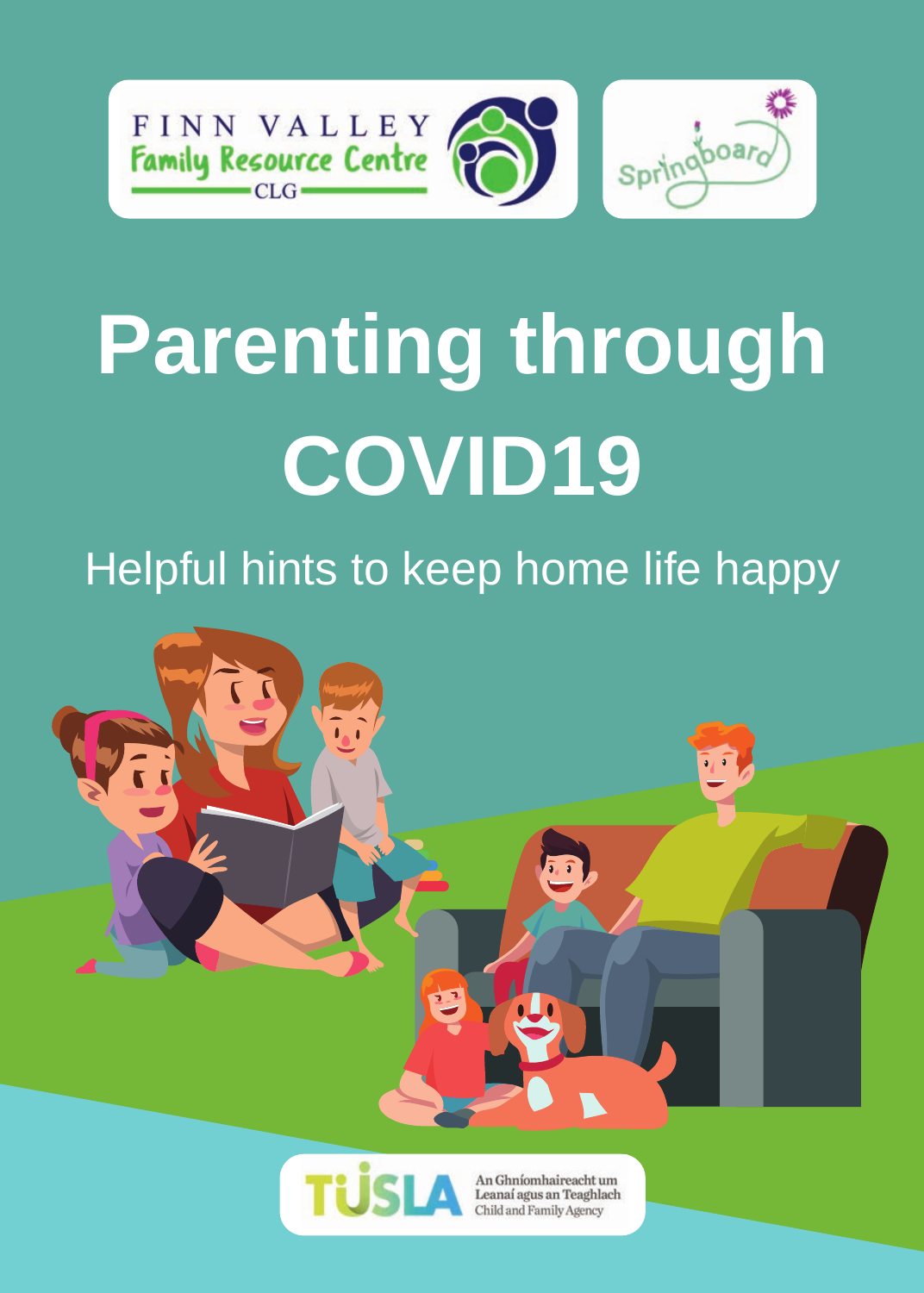FINN VALLEY Family Resource Centre CLG

Springboard

# Parenting through COVID19

Helpful hints to keep home life happy

TUSLA An Ghníomhaireacht um Leanaí agus an Teaghlach Child and Family Agency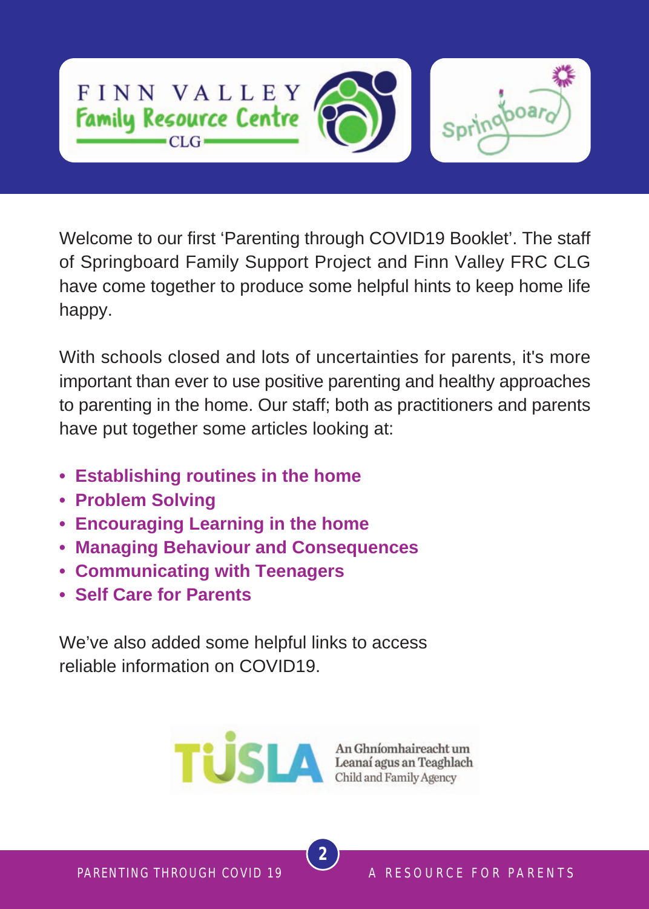Welcome to our first ‘Parenting through COVID19 Booklet’. The staff of Springboard Family Support Project and Finn Valley FRC CLG have come together to produce some helpful hints to keep home life happy.

With schools closed and lots of uncertainties for parents, it's more important than ever to use positive parenting and healthy approaches to parenting in the home. Our staff; both as practitioners and parents have put together some articles looking at:

- **Establishing routines in the home**
- **Problem Solving**
- **Encouraging Learning in the home**
- **Managing Behaviour and Consequences**
- **Communicating with Teenagers**
- **Self Care for Parents**

We’ve also added some helpful links to access reliable information on COVID19.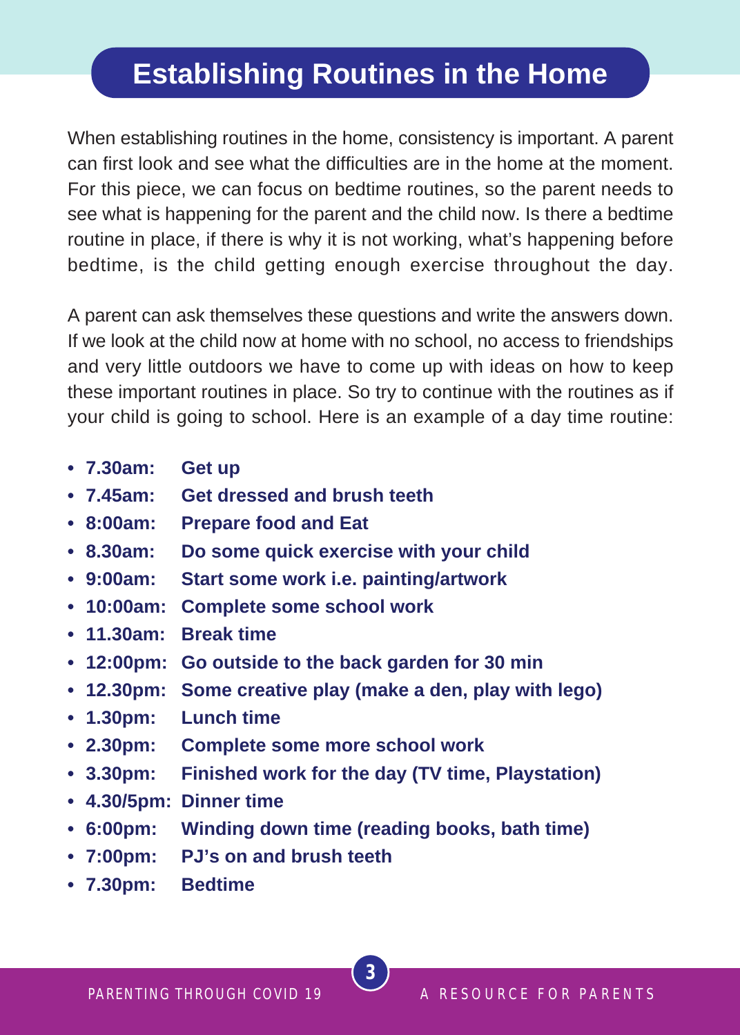# Establishing Routines in the Home

When establishing routines in the home, consistency is important. A parent can first look and see what the difficulties are in the home at the moment. For this piece, we can focus on bedtime routines, so the parent needs to see what is happening for the parent and the child now. Is there a bedtime routine in place, if there is why it is not working, what's happening before bedtime, is the child getting enough exercise throughout the day.

A parent can ask themselves these questions and write the answers down. If we look at the child now at home with no school, no access to friendships and very little outdoors we have to come up with ideas on how to keep these important routines in place. So try to continue with the routines as if your child is going to school. Here is an example of a day time routine:

- **7.30am: Get up**
- **7.45am: Get dressed and brush teeth**
- **8:00am: Prepare food and Eat**
- **8.30am: Do some quick exercise with your child**
- **9:00am: Start some work i.e. painting/artwork**
- **10:00am: Complete some school work**
- **11.30am: Break time**
- **12:00pm: Go outside to the back garden for 30 min**
- **12.30pm: Some creative play (make a den, play with lego)**
- **1.30pm: Lunch time**
- **2.30pm: Complete some more school work**
- **3.30pm: Finished work for the day (TV time, Playstation)**
- **4.30/5pm: Dinner time**
- **6:00pm: Winding down time (reading books, bath time)**
- **7:00pm: PJ's on and brush teeth**
- **7.30pm: Bedtime**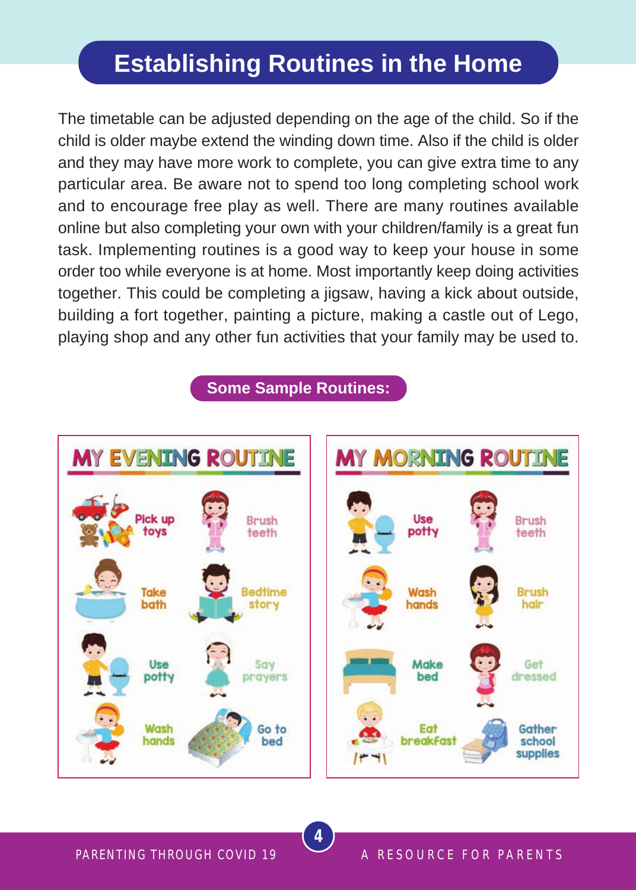# Establishing Routines in the Home

The timetable can be adjusted depending on the age of the child. So if the child is older maybe extend the winding down time. Also if the child is older and they may have more work to complete, you can give extra time to any particular area. Be aware not to spend too long completing school work and to encourage free play as well. There are many routines available online but also completing your own with your children/family is a great fun task. Implementing routines is a good way to keep your house in some order too while everyone is at home. Most importantly keep doing activities together. This could be completing a jigsaw, having a kick about outside, building a fort together, painting a picture, making a castle out of Lego, playing shop and any other fun activities that your family may be used to.

## Some Sample Routines:

### MY EVENING ROUTINE

- Pick up toys
- Brush teeth
- Take bath
- Bedtime story
- Use potty
- Say prayers
- Wash hands
- Go to bed

### MY MORNING ROUTINE

- Use potty
- Brush teeth
- Wash hands
- Brush hair
- Make bed
- Get dressed
- Eat breakfast
- Gather school supplies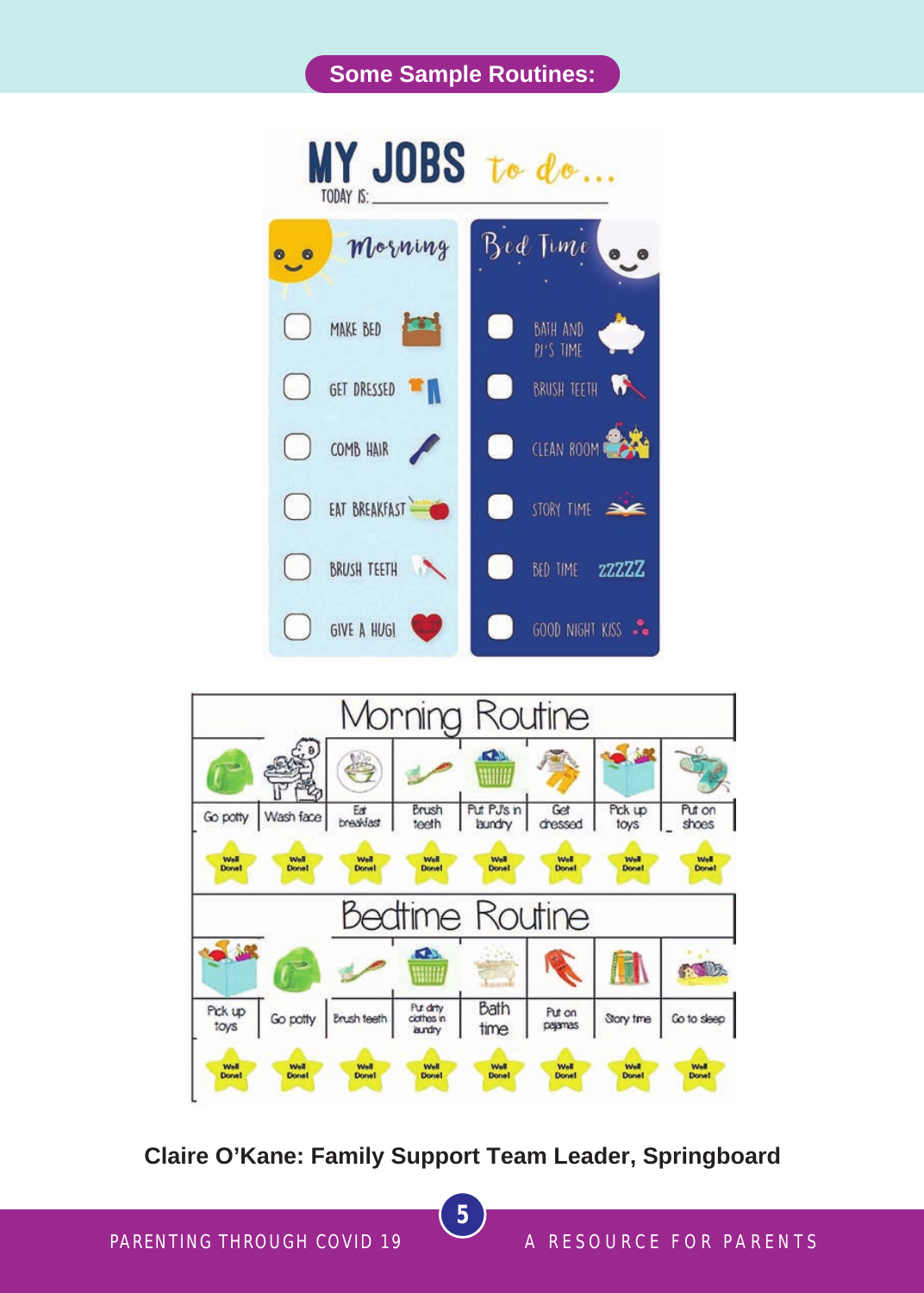## Some Sample Routines:

# MY JOBS *to do...*

TODAY IS: ____________

| Morning | Bed Time |
|---|---|
| ☐ MAKE BED | ☐ BATH AND PJ'S TIME |
| ☐ GET DRESSED | ☐ BRUSH TEETH |
| ☐ COMB HAIR | ☐ CLEAN ROOM |
| ☐ EAT BREAKFAST | ☐ STORY TIME |
| ☐ BRUSH TEETH | ☐ BED TIME zzzzz |
| ☐ GIVE A HUG! | ☐ GOOD NIGHT KISS |

## Morning Routine

| Go potty | Wash face | Eat breakfast | Brush teeth | Put PJ's in laundry | Get dressed | Pick up toys | Put on shoes |
|---|---|---|---|---|---|---|---|
| Well Done! | Well Done! | Well Done! | Well Done! | Well Done! | Well Done! | Well Done! | Well Done! |

## Bedtime Routine

| Pick up toys | Go potty | Brush teeth | Put dirty clothes in laundry | Bath time | Put on pajamas | Story time | Go to sleep |
|---|---|---|---|---|---|---|---|
| Well Done! | Well Done! | Well Done! | Well Done! | Well Done! | Well Done! | Well Done! | Well Done! |

**Claire O'Kane: Family Support Team Leader, Springboard**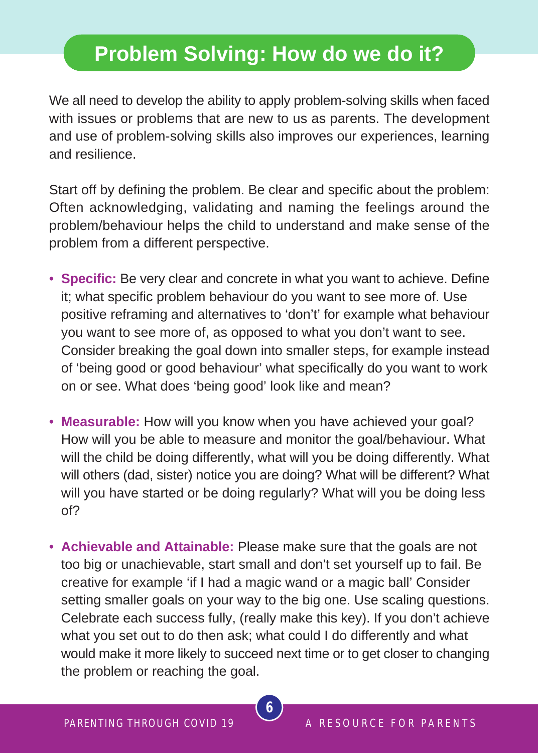# Problem Solving: How do we do it?

We all need to develop the ability to apply problem-solving skills when faced with issues or problems that are new to us as parents. The development and use of problem-solving skills also improves our experiences, learning and resilience.

Start off by defining the problem. Be clear and specific about the problem: Often acknowledging, validating and naming the feelings around the problem/behaviour helps the child to understand and make sense of the problem from a different perspective.

- **Specific:** Be very clear and concrete in what you want to achieve. Define it; what specific problem behaviour do you want to see more of. Use positive reframing and alternatives to 'don't' for example what behaviour you want to see more of, as opposed to what you don't want to see. Consider breaking the goal down into smaller steps, for example instead of 'being good or good behaviour' what specifically do you want to work on or see. What does 'being good' look like and mean?

- **Measurable:** How will you know when you have achieved your goal? How will you be able to measure and monitor the goal/behaviour. What will the child be doing differently, what will you be doing differently. What will others (dad, sister) notice you are doing? What will be different? What will you have started or be doing regularly? What will you be doing less of?

- **Achievable and Attainable:** Please make sure that the goals are not too big or unachievable, start small and don't set yourself up to fail. Be creative for example 'if I had a magic wand or a magic ball' Consider setting smaller goals on your way to the big one. Use scaling questions. Celebrate each success fully, (really make this key). If you don't achieve what you set out to do then ask; what could I do differently and what would make it more likely to succeed next time or to get closer to changing the problem or reaching the goal.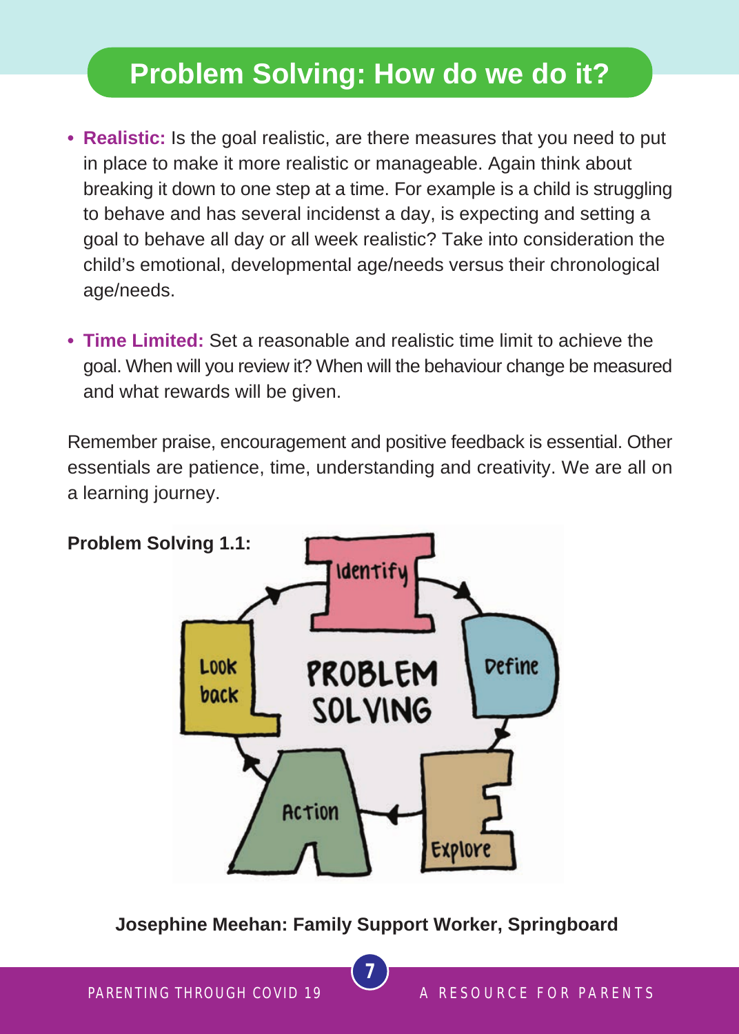# Problem Solving: How do we do it?

- **Realistic:** Is the goal realistic, are there measures that you need to put in place to make it more realistic or manageable. Again think about breaking it down to one step at a time. For example is a child is struggling to behave and has several incidenst a day, is expecting and setting a goal to behave all day or all week realistic? Take into consideration the child's emotional, developmental age/needs versus their chronological age/needs.

- **Time Limited:** Set a reasonable and realistic time limit to achieve the goal. When will you review it? When will the behaviour change be measured and what rewards will be given.

Remember praise, encouragement and positive feedback is essential. Other essentials are patience, time, understanding and creativity. We are all on a learning journey.

**Problem Solving 1.1:**

PROBLEM SOLVING

Identify → Define → Explore → Action → Look back

**Josephine Meehan: Family Support Worker, Springboard**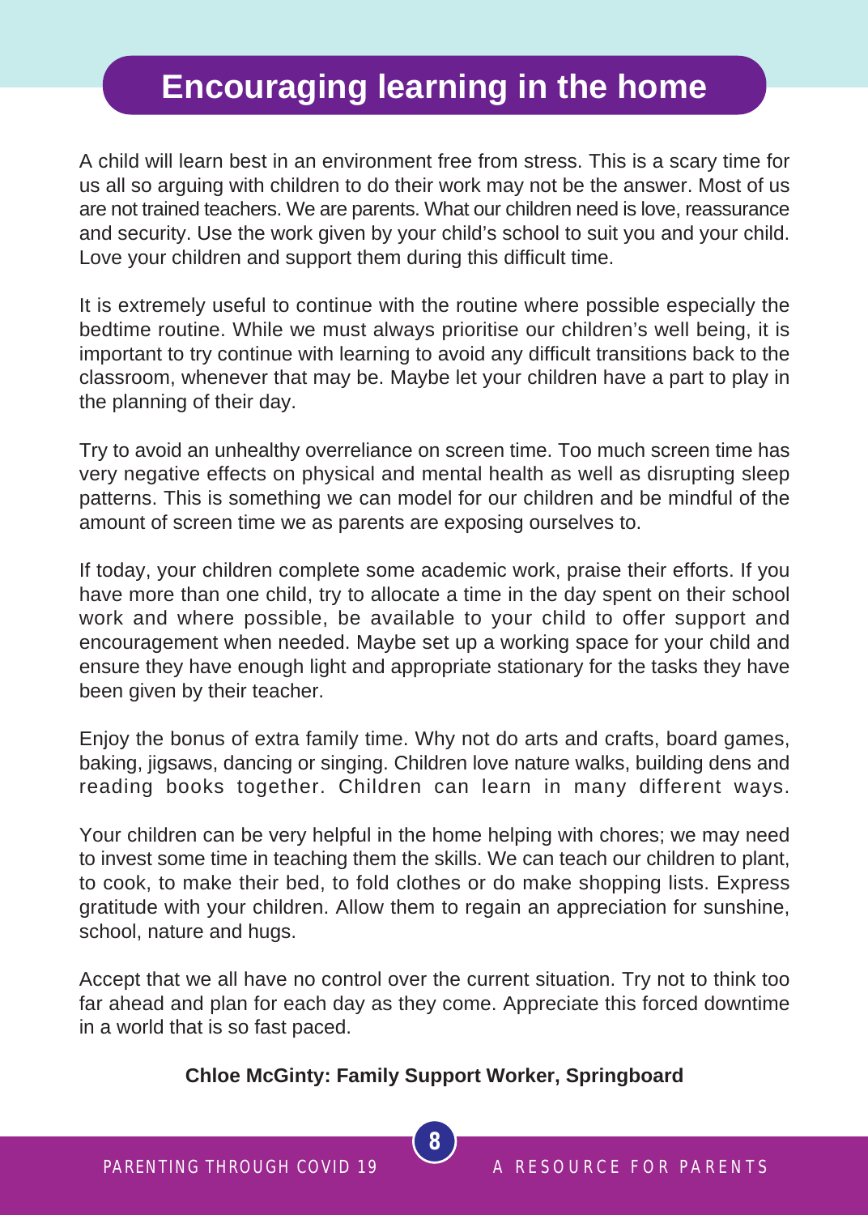# Encouraging learning in the home

A child will learn best in an environment free from stress. This is a scary time for us all so arguing with children to do their work may not be the answer. Most of us are not trained teachers. We are parents. What our children need is love, reassurance and security. Use the work given by your child's school to suit you and your child. Love your children and support them during this difficult time.

It is extremely useful to continue with the routine where possible especially the bedtime routine. While we must always prioritise our children's well being, it is important to try continue with learning to avoid any difficult transitions back to the classroom, whenever that may be. Maybe let your children have a part to play in the planning of their day.

Try to avoid an unhealthy overreliance on screen time. Too much screen time has very negative effects on physical and mental health as well as disrupting sleep patterns. This is something we can model for our children and be mindful of the amount of screen time we as parents are exposing ourselves to.

If today, your children complete some academic work, praise their efforts. If you have more than one child, try to allocate a time in the day spent on their school work and where possible, be available to your child to offer support and encouragement when needed. Maybe set up a working space for your child and ensure they have enough light and appropriate stationary for the tasks they have been given by their teacher.

Enjoy the bonus of extra family time. Why not do arts and crafts, board games, baking, jigsaws, dancing or singing. Children love nature walks, building dens and reading books together. Children can learn in many different ways.

Your children can be very helpful in the home helping with chores; we may need to invest some time in teaching them the skills. We can teach our children to plant, to cook, to make their bed, to fold clothes or do make shopping lists. Express gratitude with your children. Allow them to regain an appreciation for sunshine, school, nature and hugs.

Accept that we all have no control over the current situation. Try not to think too far ahead and plan for each day as they come. Appreciate this forced downtime in a world that is so fast paced.

**Chloe McGinty: Family Support Worker, Springboard**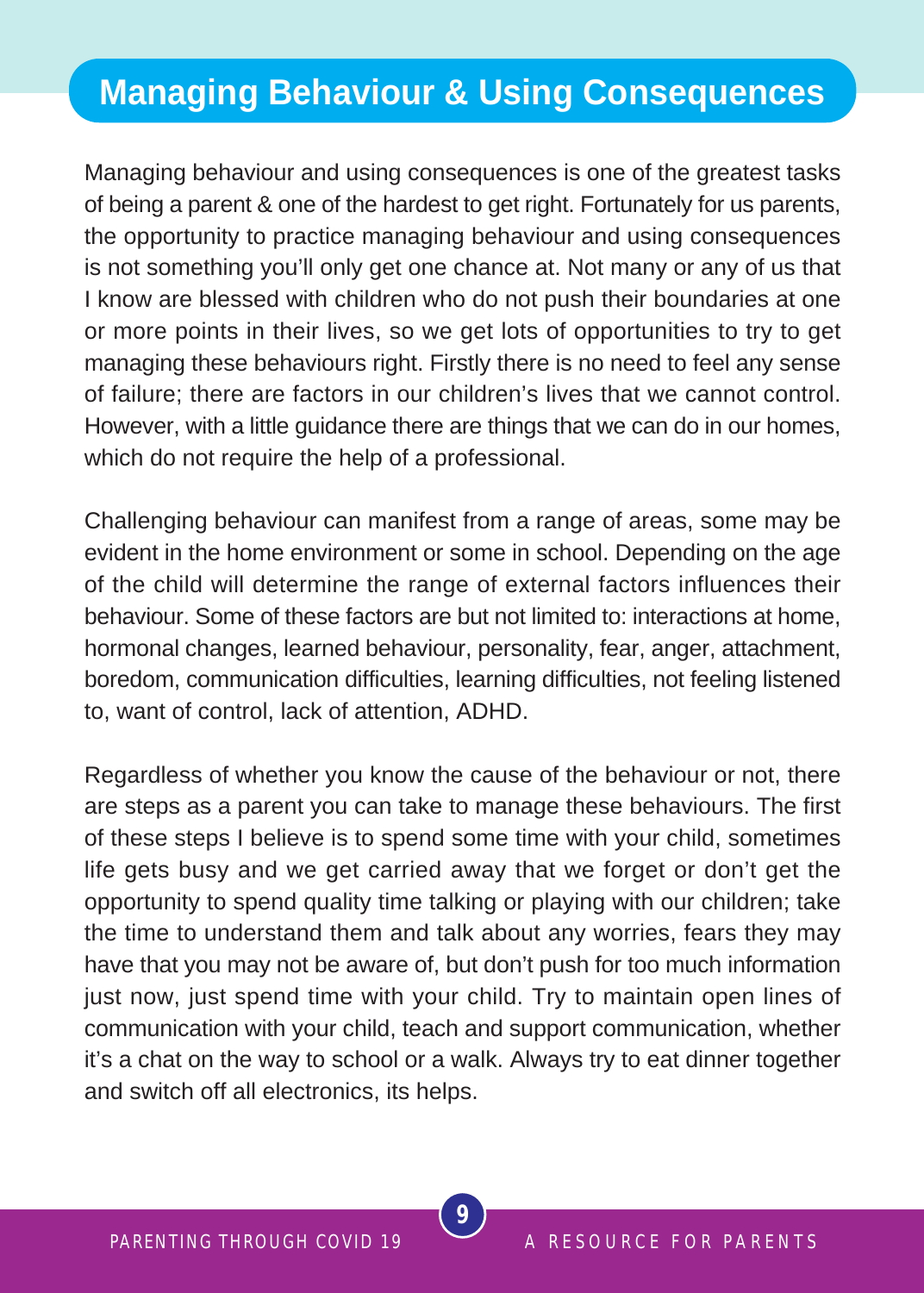# Managing Behaviour & Using Consequences

Managing behaviour and using consequences is one of the greatest tasks of being a parent & one of the hardest to get right. Fortunately for us parents, the opportunity to practice managing behaviour and using consequences is not something you'll only get one chance at. Not many or any of us that I know are blessed with children who do not push their boundaries at one or more points in their lives, so we get lots of opportunities to try to get managing these behaviours right. Firstly there is no need to feel any sense of failure; there are factors in our children's lives that we cannot control. However, with a little guidance there are things that we can do in our homes, which do not require the help of a professional.

Challenging behaviour can manifest from a range of areas, some may be evident in the home environment or some in school. Depending on the age of the child will determine the range of external factors influences their behaviour. Some of these factors are but not limited to: interactions at home, hormonal changes, learned behaviour, personality, fear, anger, attachment, boredom, communication difficulties, learning difficulties, not feeling listened to, want of control, lack of attention, ADHD.

Regardless of whether you know the cause of the behaviour or not, there are steps as a parent you can take to manage these behaviours. The first of these steps I believe is to spend some time with your child, sometimes life gets busy and we get carried away that we forget or don't get the opportunity to spend quality time talking or playing with our children; take the time to understand them and talk about any worries, fears they may have that you may not be aware of, but don't push for too much information just now, just spend time with your child. Try to maintain open lines of communication with your child, teach and support communication, whether it's a chat on the way to school or a walk. Always try to eat dinner together and switch off all electronics, its helps.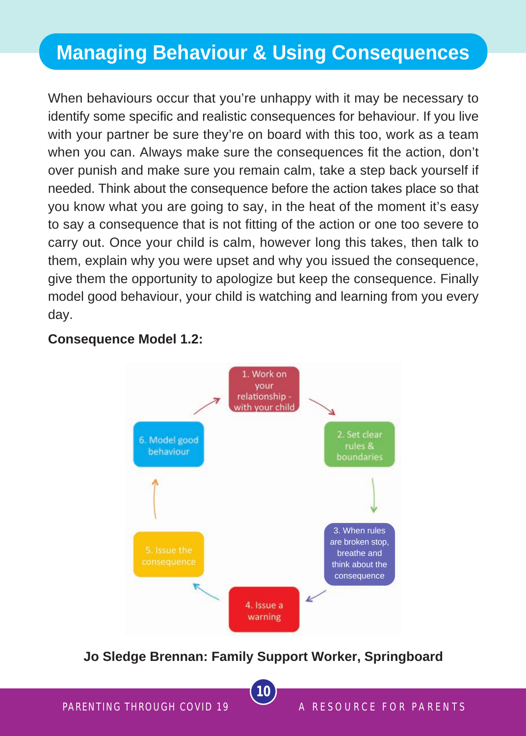# Managing Behaviour & Using Consequences

When behaviours occur that you're unhappy with it may be necessary to identify some specific and realistic consequences for behaviour. If you live with your partner be sure they're on board with this too, work as a team when you can. Always make sure the consequences fit the action, don't over punish and make sure you remain calm, take a step back yourself if needed. Think about the consequence before the action takes place so that you know what you are going to say, in the heat of the moment it's easy to say a consequence that is not fitting of the action or one too severe to carry out. Once your child is calm, however long this takes, then talk to them, explain why you were upset and why you issued the consequence, give them the opportunity to apologize but keep the consequence. Finally model good behaviour, your child is watching and learning from you every day.

**Consequence Model 1.2:**

1. Work on your relationship - with your child
2. Set clear rules & boundaries
3. When rules are broken stop, breathe and think about the consequence
4. Issue a warning
5. Issue the consequence
6. Model good behaviour

**Jo Sledge Brennan: Family Support Worker, Springboard**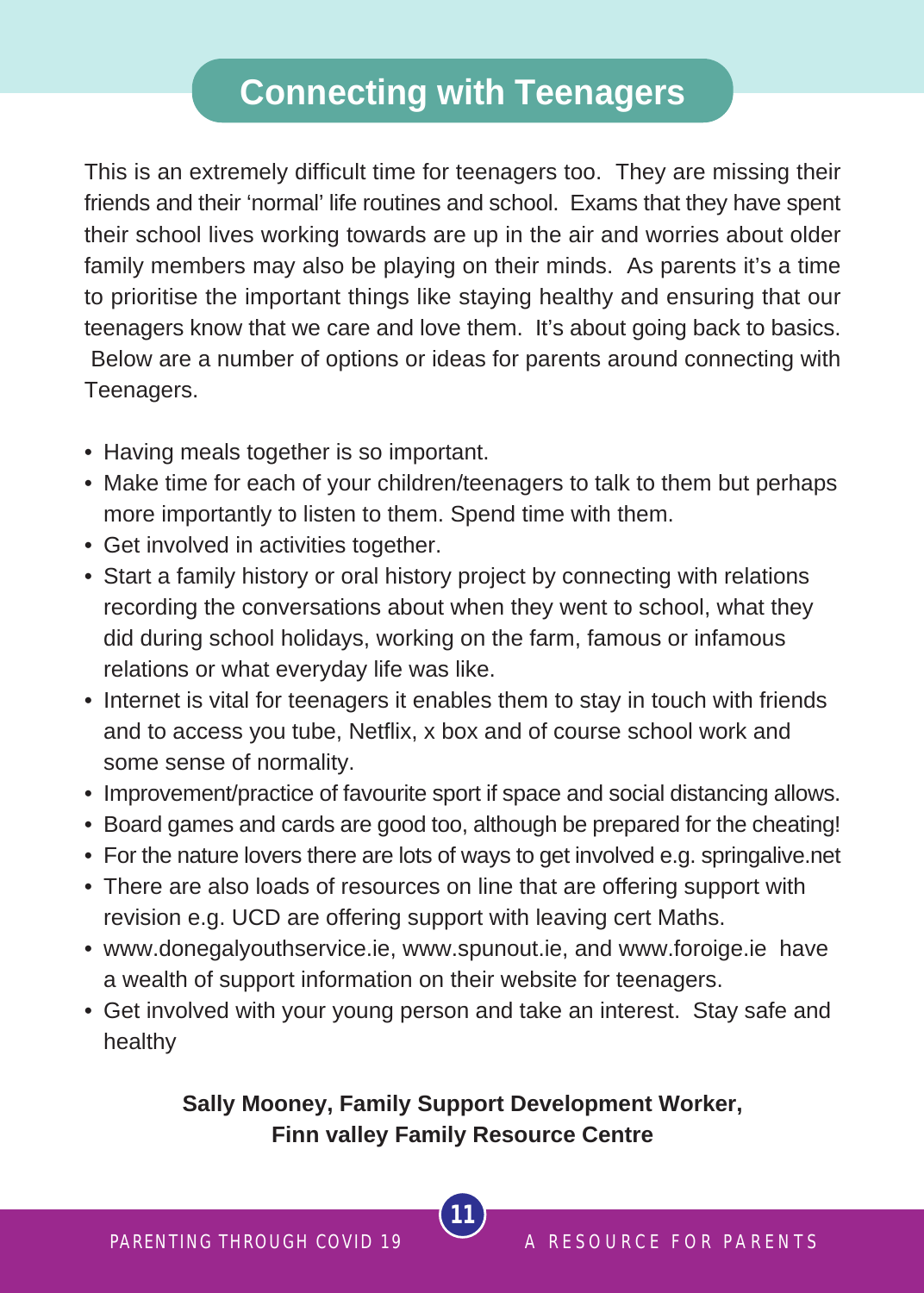# Connecting with Teenagers

This is an extremely difficult time for teenagers too. They are missing their friends and their 'normal' life routines and school. Exams that they have spent their school lives working towards are up in the air and worries about older family members may also be playing on their minds. As parents it's a time to prioritise the important things like staying healthy and ensuring that our teenagers know that we care and love them. It's about going back to basics. Below are a number of options or ideas for parents around connecting with Teenagers.

- Having meals together is so important.
- Make time for each of your children/teenagers to talk to them but perhaps more importantly to listen to them. Spend time with them.
- Get involved in activities together.
- Start a family history or oral history project by connecting with relations recording the conversations about when they went to school, what they did during school holidays, working on the farm, famous or infamous relations or what everyday life was like.
- Internet is vital for teenagers it enables them to stay in touch with friends and to access you tube, Netflix, x box and of course school work and some sense of normality.
- Improvement/practice of favourite sport if space and social distancing allows.
- Board games and cards are good too, although be prepared for the cheating!
- For the nature lovers there are lots of ways to get involved e.g. springalive.net
- There are also loads of resources on line that are offering support with revision e.g. UCD are offering support with leaving cert Maths.
- www.donegalyouthservice.ie, www.spunout.ie, and www.foroige.ie have a wealth of support information on their website for teenagers.
- Get involved with your young person and take an interest. Stay safe and healthy

**Sally Mooney, Family Support Development Worker,**
**Finn valley Family Resource Centre**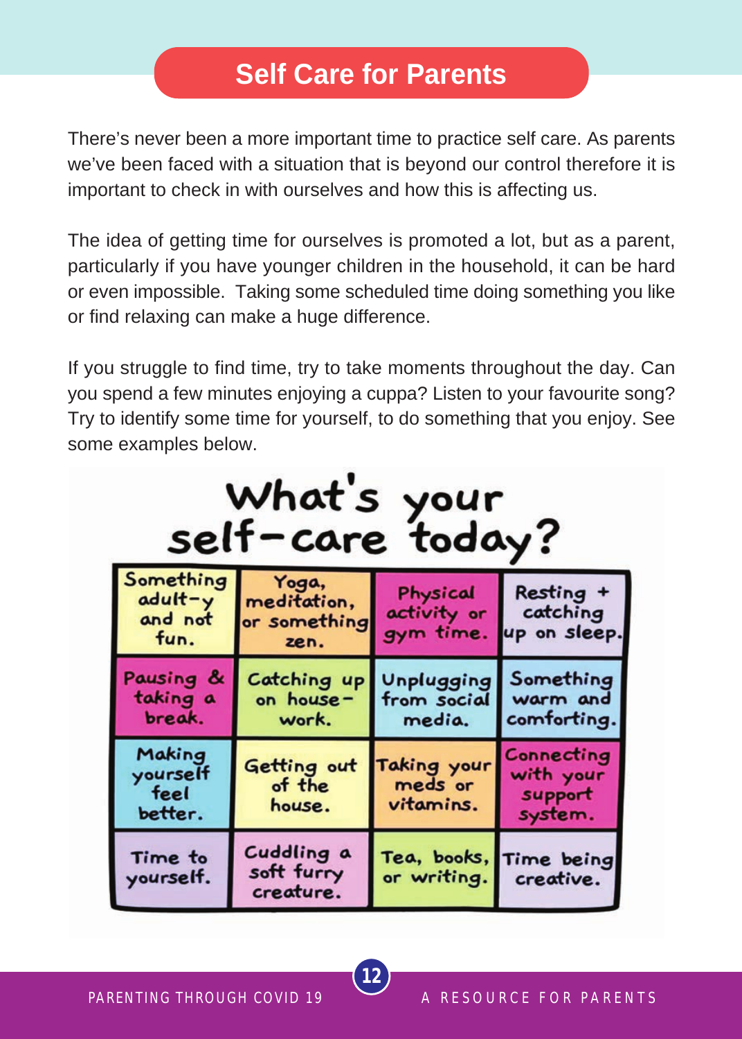# Self Care for Parents

There's never been a more important time to practice self care. As parents we've been faced with a situation that is beyond our control therefore it is important to check in with ourselves and how this is affecting us.

The idea of getting time for ourselves is promoted a lot, but as a parent, particularly if you have younger children in the household, it can be hard or even impossible. Taking some scheduled time doing something you like or find relaxing can make a huge difference.

If you struggle to find time, try to take moments throughout the day. Can you spend a few minutes enjoying a cuppa? Listen to your favourite song? Try to identify some time for yourself, to do something that you enjoy. See some examples below.

## What's your self-care today?

| | | | |
|---|---|---|---|
| Something adult-y and not fun. | Yoga, meditation, or something zen. | Physical activity or gym time. | Resting + catching up on sleep. |
| Pausing & taking a break. | Catching up on house-work. | Unplugging from social media. | Something warm and comforting. |
| Making yourself feel better. | Getting out of the house. | Taking your meds or vitamins. | Connecting with your support system. |
| Time to yourself. | Cuddling a soft furry creature. | Tea, books, or writing. | Time being creative. |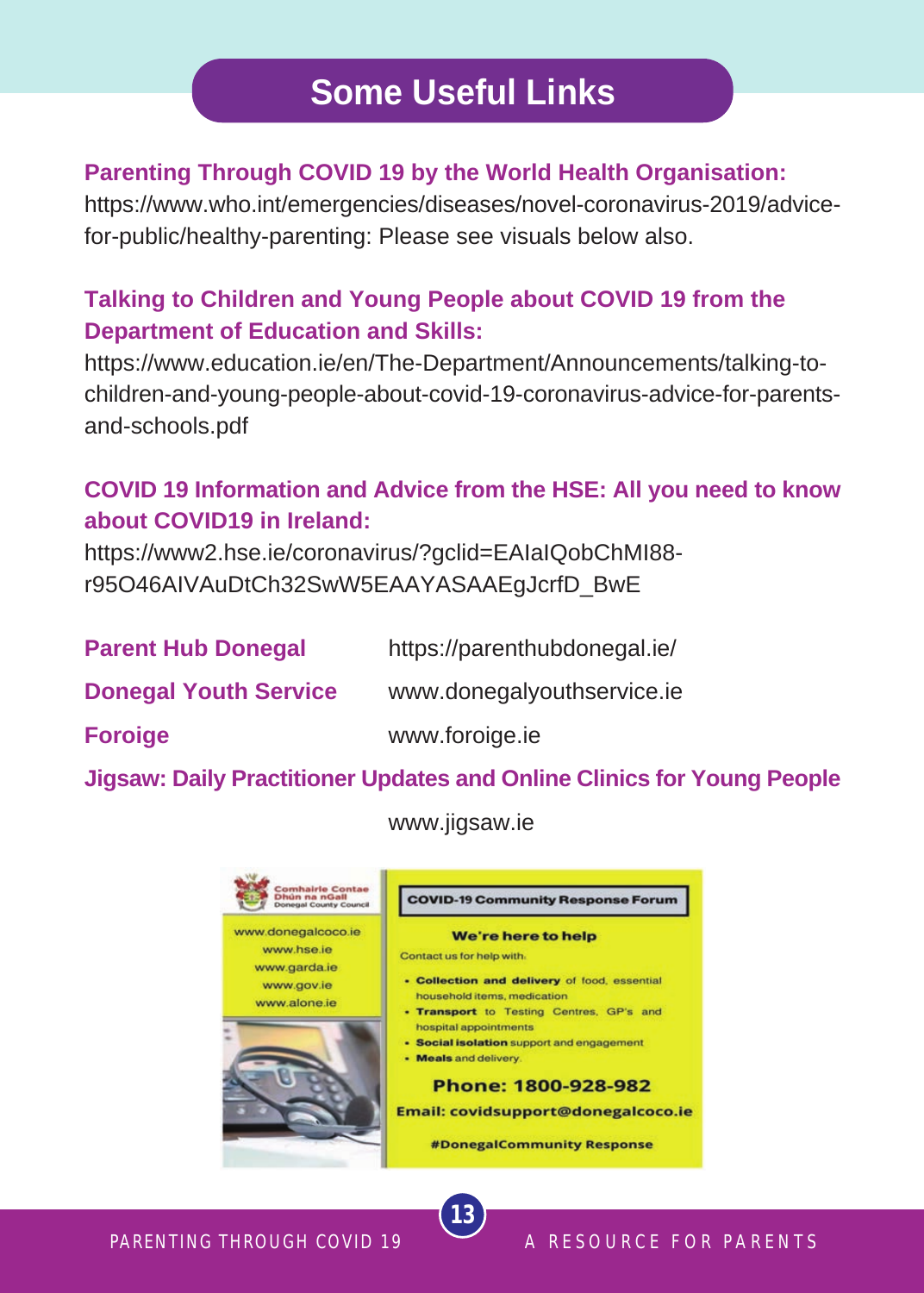# Some Useful Links

**Parenting Through COVID 19 by the World Health Organisation:**
https://www.who.int/emergencies/diseases/novel-coronavirus-2019/advice-for-public/healthy-parenting: Please see visuals below also.

**Talking to Children and Young People about COVID 19 from the Department of Education and Skills:**
https://www.education.ie/en/The-Department/Announcements/talking-to-children-and-young-people-about-covid-19-coronavirus-advice-for-parents-and-schools.pdf

**COVID 19 Information and Advice from the HSE: All you need to know about COVID19 in Ireland:**
https://www2.hse.ie/coronavirus/?gclid=EAIaIQobChMI88-r95O46AIVAuDtCh32SwW5EAAYASAAEgJcrfD_BwE

| | |
|---|---|
| **Parent Hub Donegal** | https://parenthubdonegal.ie/ |
| **Donegal Youth Service** | www.donegalyouthservice.ie |
| **Foroige** | www.foroige.ie |

**Jigsaw: Daily Practitioner Updates and Online Clinics for Young People**

www.jigsaw.ie

Comhairle Contae Dhún na nGall
Donegal County Council

www.donegalcoco.ie
www.hse.ie
www.garda.ie
www.gov.ie
www.alone.ie

**COVID-19 Community Response Forum**

**We're here to help**

Contact us for help with:

- **Collection and delivery** of food, essential household items, medication
- **Transport** to Testing Centres, GP's and hospital appointments
- **Social isolation** support and engagement
- **Meals** and delivery.

**Phone: 1800-928-982**

**Email: covidsupport@donegalcoco.ie**

**#DonegalCommunity Response**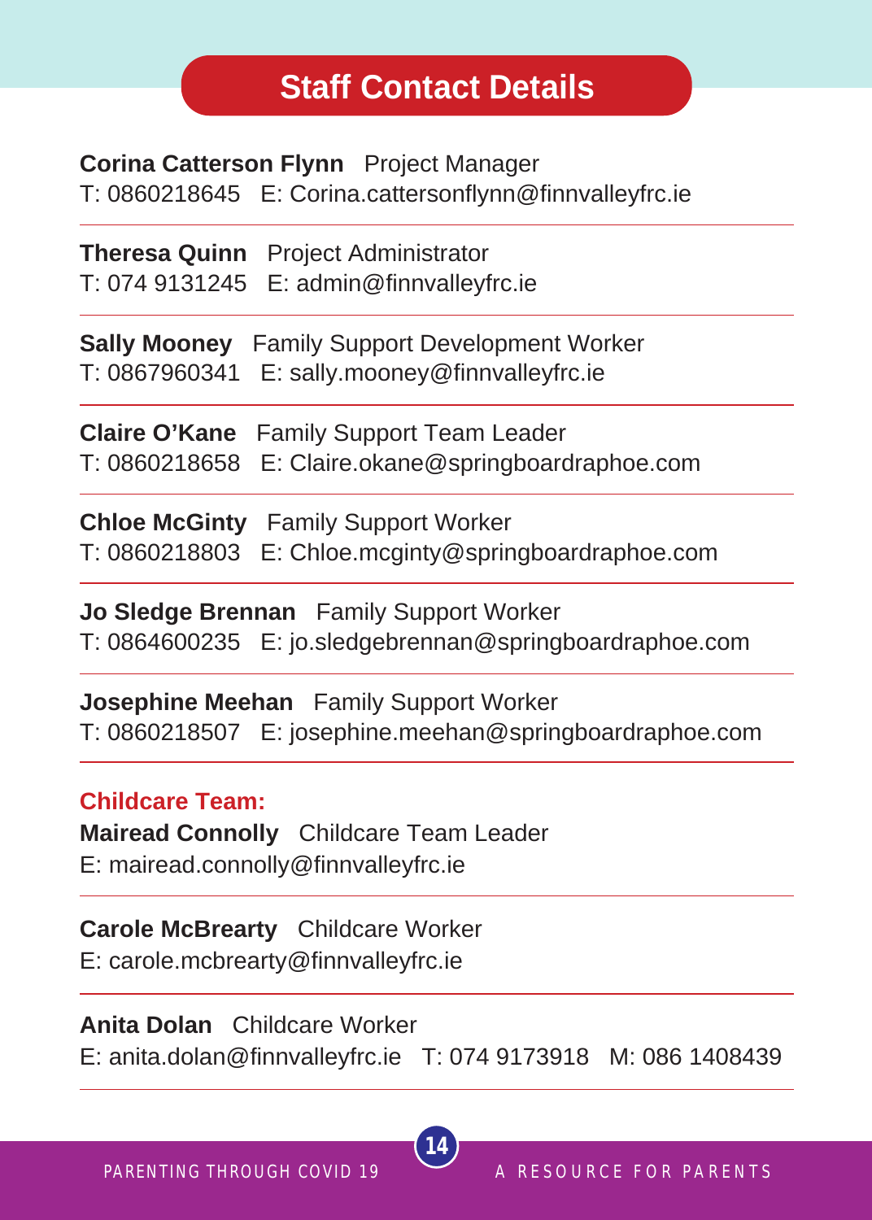# Staff Contact Details

**Corina Catterson Flynn** Project Manager
T: 0860218645 E: Corina.cattersonflynn@finnvalleyfrc.ie

---

**Theresa Quinn** Project Administrator
T: 074 9131245 E: admin@finnvalleyfrc.ie

---

**Sally Mooney** Family Support Development Worker
T: 0867960341 E: sally.mooney@finnvalleyfrc.ie

---

**Claire O'Kane** Family Support Team Leader
T: 0860218658 E: Claire.okane@springboardraphoe.com

---

**Chloe McGinty** Family Support Worker
T: 0860218803 E: Chloe.mcginty@springboardraphoe.com

---

**Jo Sledge Brennan** Family Support Worker
T: 0864600235 E: jo.sledgebrennan@springboardraphoe.com

---

**Josephine Meehan** Family Support Worker
T: 0860218507 E: josephine.meehan@springboardraphoe.com

---

## Childcare Team:

**Mairead Connolly** Childcare Team Leader
E: mairead.connolly@finnvalleyfrc.ie

---

**Carole McBrearty** Childcare Worker
E: carole.mcbrearty@finnvalleyfrc.ie

---

**Anita Dolan** Childcare Worker
E: anita.dolan@finnvalleyfrc.ie T: 074 9173918 M: 086 1408439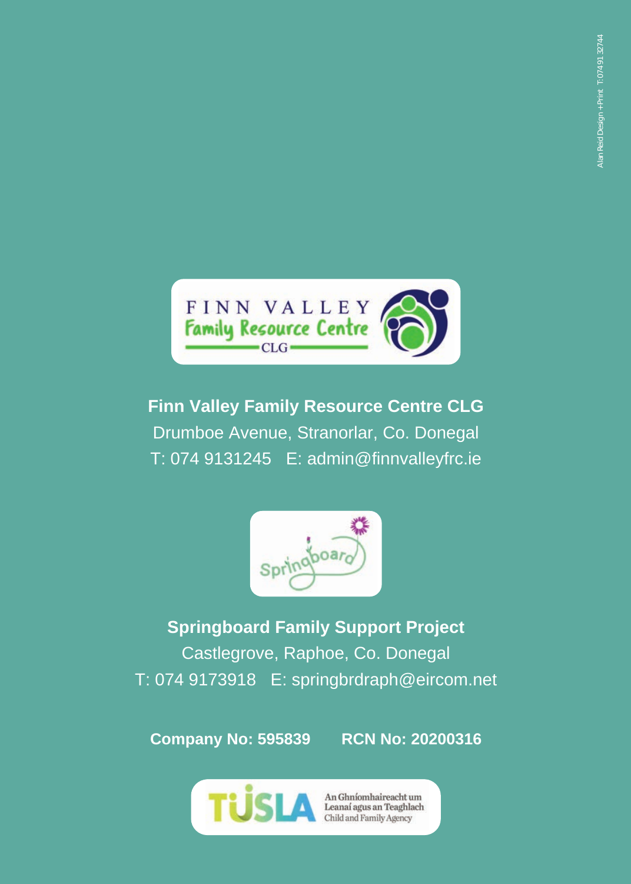**Finn Valley Family Resource Centre CLG**

Drumboe Avenue, Stranorlar, Co. Donegal

T: 074 9131245 E: admin@finnvalleyfrc.ie

**Springboard Family Support Project**

Castlegrove, Raphoe, Co. Donegal

T: 074 9173918 E: springbrdraph@eircom.net

**Company No: 595839** **RCN No: 20200316**